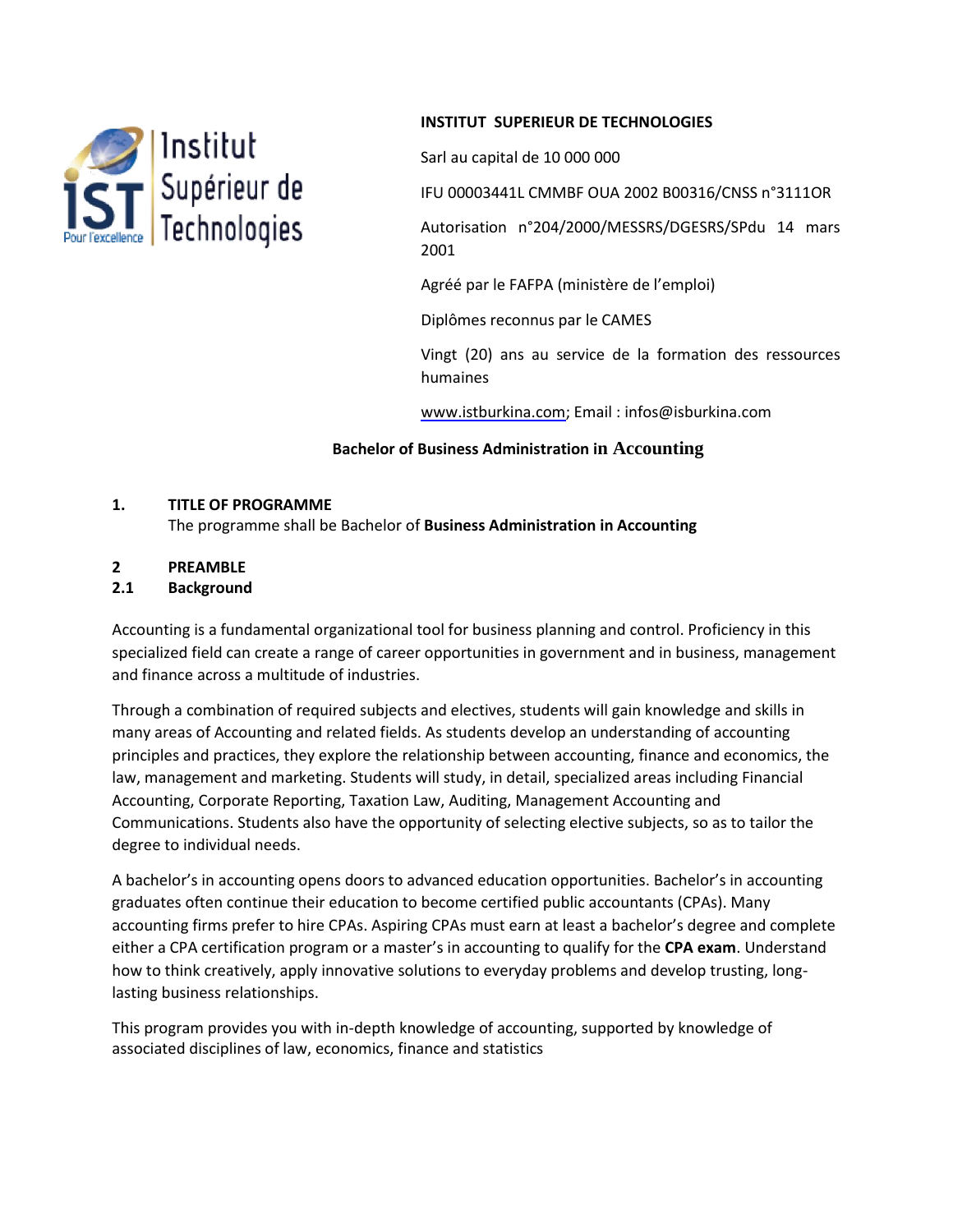**INSTITUT SUPERIEUR DE TECHNOLOGIES**

Sarl au capital de 10 000 000

IFU 00003441L CMMBF OUA 2002 B00316/CNSS n°3111OR

Autorisation n°204/2000/MESSRS/DGESRS/SPdu 14 mars 2001

Agréé par le FAFPA (ministère de l'emploi)

Diplômes reconnus par le CAMES

Vingt (20) ans au service de la formation des ressources humaines

www.istburkina.com; Email : infos@isburkina.com

# Bachelor of Business Administration in Accounting

## 1. TITLE OF PROGRAMME

The programme shall be Bachelor of **Business Administration in Accounting**

## 2 PREAMBLE

### 2.1 Background

Accounting is a fundamental organizational tool for business planning and control. Proficiency in this specialized field can create a range of career opportunities in government and in business, management and finance across a multitude of industries.

Through a combination of required subjects and electives, students will gain knowledge and skills in many areas of Accounting and related fields. As students develop an understanding of accounting principles and practices, they explore the relationship between accounting, finance and economics, the law, management and marketing. Students will study, in detail, specialized areas including Financial Accounting, Corporate Reporting, Taxation Law, Auditing, Management Accounting and Communications. Students also have the opportunity of selecting elective subjects, so as to tailor the degree to individual needs.

A bachelor's in accounting opens doors to advanced education opportunities. Bachelor's in accounting graduates often continue their education to become certified public accountants (CPAs). Many accounting firms prefer to hire CPAs. Aspiring CPAs must earn at least a bachelor's degree and complete either a CPA certification program or a master's in accounting to qualify for the **CPA exam**. Understand how to think creatively, apply innovative solutions to everyday problems and develop trusting, long-lasting business relationships.

This program provides you with in-depth knowledge of accounting, supported by knowledge of associated disciplines of law, economics, finance and statistics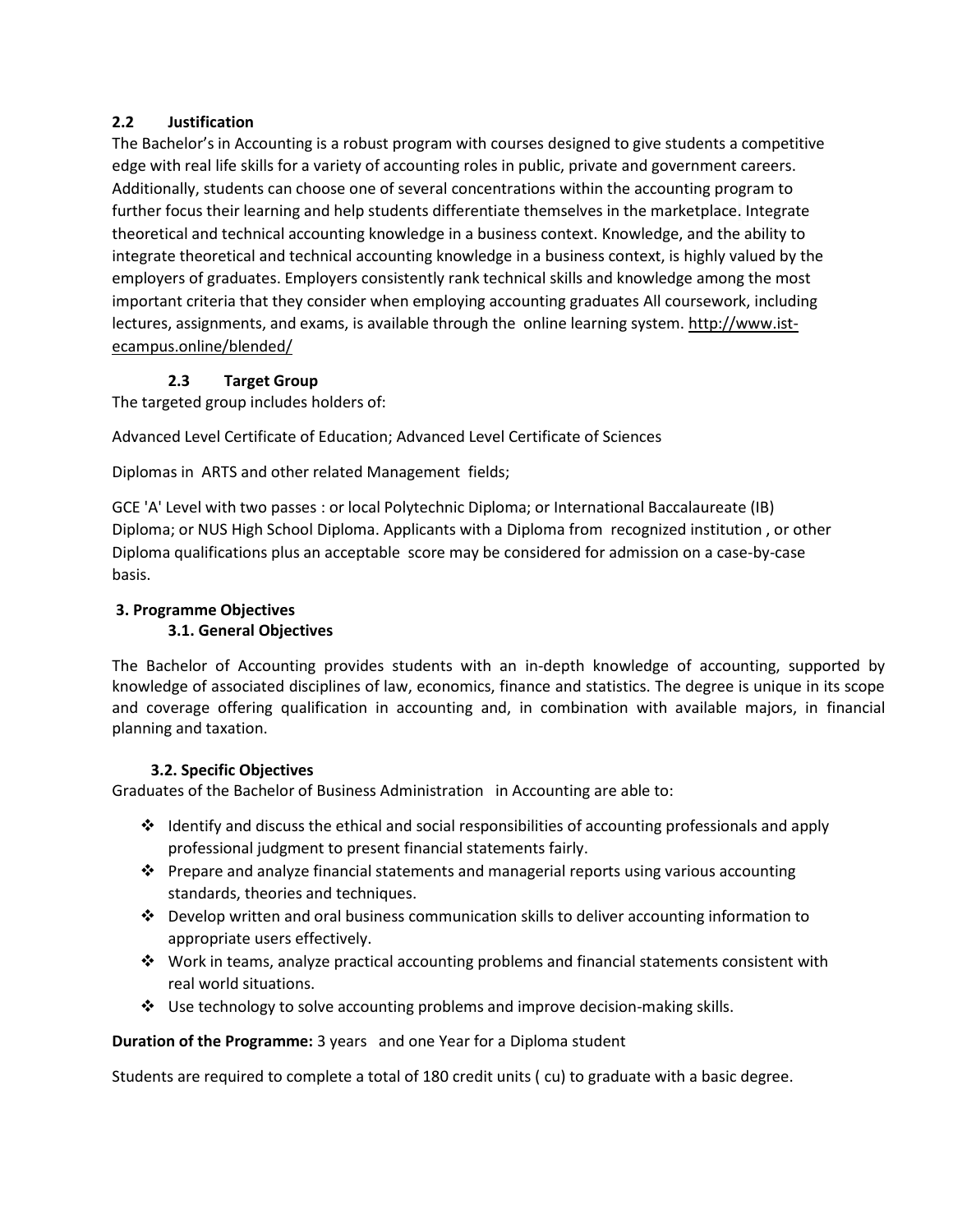## 2.2 Justification

The Bachelor's in Accounting is a robust program with courses designed to give students a competitive edge with real life skills for a variety of accounting roles in public, private and government careers. Additionally, students can choose one of several concentrations within the accounting program to further focus their learning and help students differentiate themselves in the marketplace. Integrate theoretical and technical accounting knowledge in a business context. Knowledge, and the ability to integrate theoretical and technical accounting knowledge in a business context, is highly valued by the employers of graduates. Employers consistently rank technical skills and knowledge among the most important criteria that they consider when employing accounting graduates All coursework, including lectures, assignments, and exams, is available through the online learning system. http://www.ist-ecampus.online/blended/

### 2.3 Target Group

The targeted group includes holders of:

Advanced Level Certificate of Education; Advanced Level Certificate of Sciences

Diplomas in ARTS and other related Management fields;

GCE 'A' Level with two passes : or local Polytechnic Diploma; or International Baccalaureate (IB) Diploma; or NUS High School Diploma. Applicants with a Diploma from recognized institution , or other Diploma qualifications plus an acceptable score may be considered for admission on a case-by-case basis.

## 3. Programme Objectives

### 3.1. General Objectives

The Bachelor of Accounting provides students with an in-depth knowledge of accounting, supported by knowledge of associated disciplines of law, economics, finance and statistics. The degree is unique in its scope and coverage offering qualification in accounting and, in combination with available majors, in financial planning and taxation.

### 3.2. Specific Objectives

Graduates of the Bachelor of Business Administration in Accounting are able to:

- Identify and discuss the ethical and social responsibilities of accounting professionals and apply professional judgment to present financial statements fairly.
- Prepare and analyze financial statements and managerial reports using various accounting standards, theories and techniques.
- Develop written and oral business communication skills to deliver accounting information to appropriate users effectively.
- Work in teams, analyze practical accounting problems and financial statements consistent with real world situations.
- Use technology to solve accounting problems and improve decision-making skills.

**Duration of the Programme:** 3 years and one Year for a Diploma student

Students are required to complete a total of 180 credit units ( cu) to graduate with a basic degree.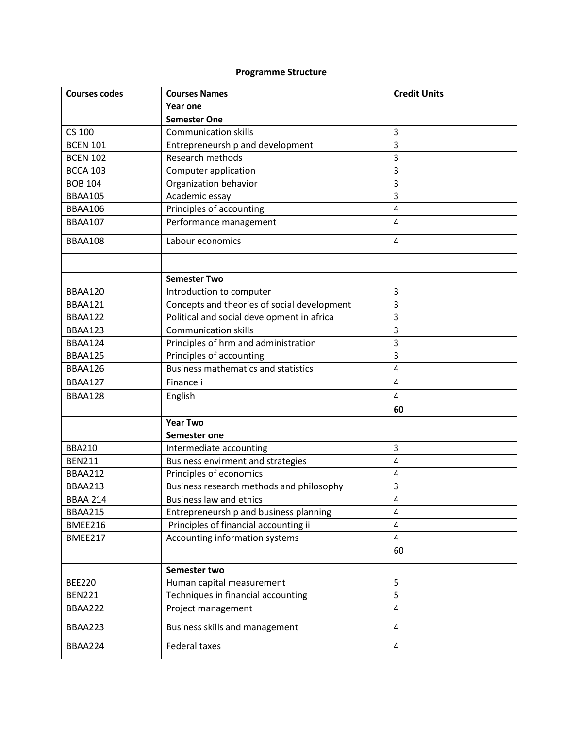**Programme Structure**

| Courses codes | Courses Names | Credit Units |
|---|---|---|
| | **Year one** | |
| | **Semester One** | |
| CS 100 | Communication skills | 3 |
| BCEN 101 | Entrepreneurship and development | 3 |
| BCEN 102 | Research methods | 3 |
| BCCA 103 | Computer application | 3 |
| BOB 104 | Organization behavior | 3 |
| BBAA105 | Academic essay | 3 |
| BBAA106 | Principles of accounting | 4 |
| BBAA107 | Performance management | 4 |
| BBAA108 | Labour economics | 4 |
| | | |
| | **Semester Two** | |
| BBAA120 | Introduction to computer | 3 |
| BBAA121 | Concepts and theories of social development | 3 |
| BBAA122 | Political and social development in africa | 3 |
| BBAA123 | Communication skills | 3 |
| BBAA124 | Principles of hrm and administration | 3 |
| BBAA125 | Principles of accounting | 3 |
| BBAA126 | Business mathematics and statistics | 4 |
| BBAA127 | Finance i | 4 |
| BBAA128 | English | 4 |
| | | **60** |
| | **Year Two** | |
| | **Semester one** | |
| BBA210 | Intermediate accounting | 3 |
| BEN211 | Business envirment and strategies | 4 |
| BBAA212 | Principles of economics | 4 |
| BBAA213 | Business research methods and philosophy | 3 |
| BBAA 214 | Business law and ethics | 4 |
| BBAA215 | Entrepreneurship and business planning | 4 |
| BMEE216 | Principles of financial accounting ii | 4 |
| BMEE217 | Accounting information systems | 4 |
| | | 60 |
| | **Semester two** | |
| BEE220 | Human capital measurement | 5 |
| BEN221 | Techniques in financial accounting | 5 |
| BBAA222 | Project management | 4 |
| BBAA223 | Business skills and management | 4 |
| BBAA224 | Federal taxes | 4 |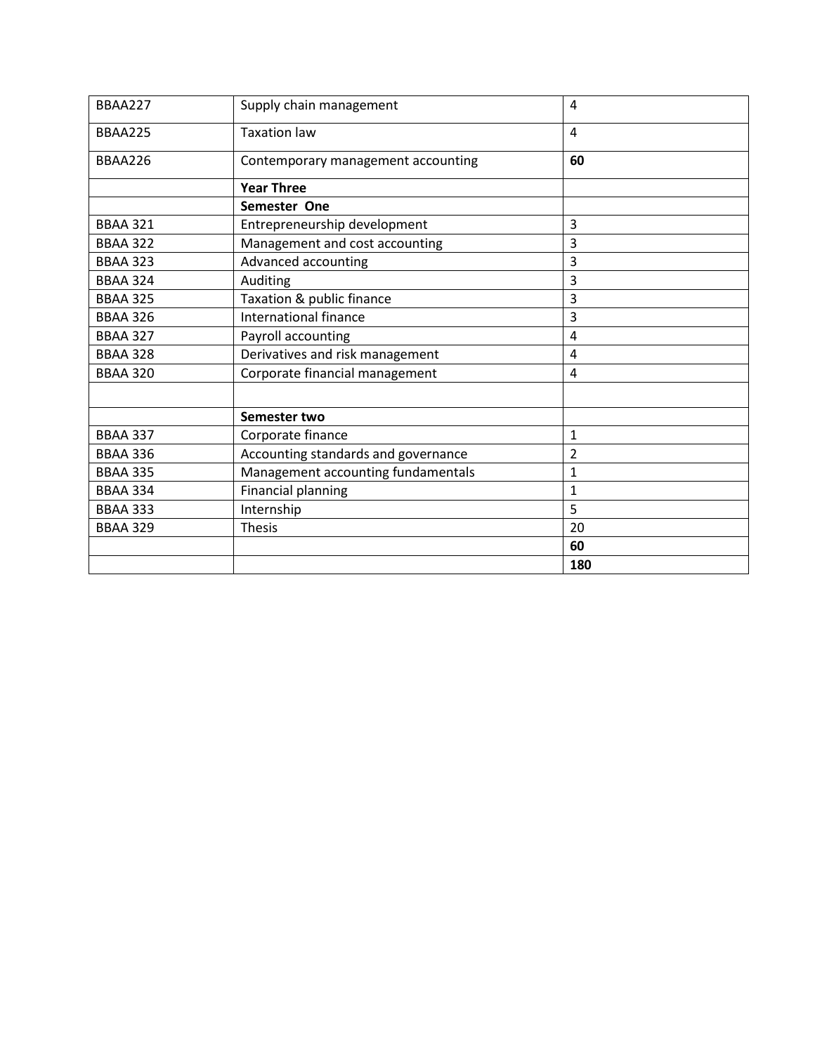| | | |
|---|---|---|
| BBAA227 | Supply chain management | 4 |
| BBAA225 | Taxation law | 4 |
| BBAA226 | Contemporary management accounting | **60** |
| | **Year Three** | |
| | **Semester One** | |
| BBAA 321 | Entrepreneurship development | 3 |
| BBAA 322 | Management and cost accounting | 3 |
| BBAA 323 | Advanced accounting | 3 |
| BBAA 324 | Auditing | 3 |
| BBAA 325 | Taxation & public finance | 3 |
| BBAA 326 | International finance | 3 |
| BBAA 327 | Payroll accounting | 4 |
| BBAA 328 | Derivatives and risk management | 4 |
| BBAA 320 | Corporate financial management | 4 |
| | | |
| | **Semester two** | |
| BBAA 337 | Corporate finance | 1 |
| BBAA 336 | Accounting standards and governance | 2 |
| BBAA 335 | Management accounting fundamentals | 1 |
| BBAA 334 | Financial planning | 1 |
| BBAA 333 | Internship | 5 |
| BBAA 329 | Thesis | 20 |
| | | **60** |
| | | **180** |